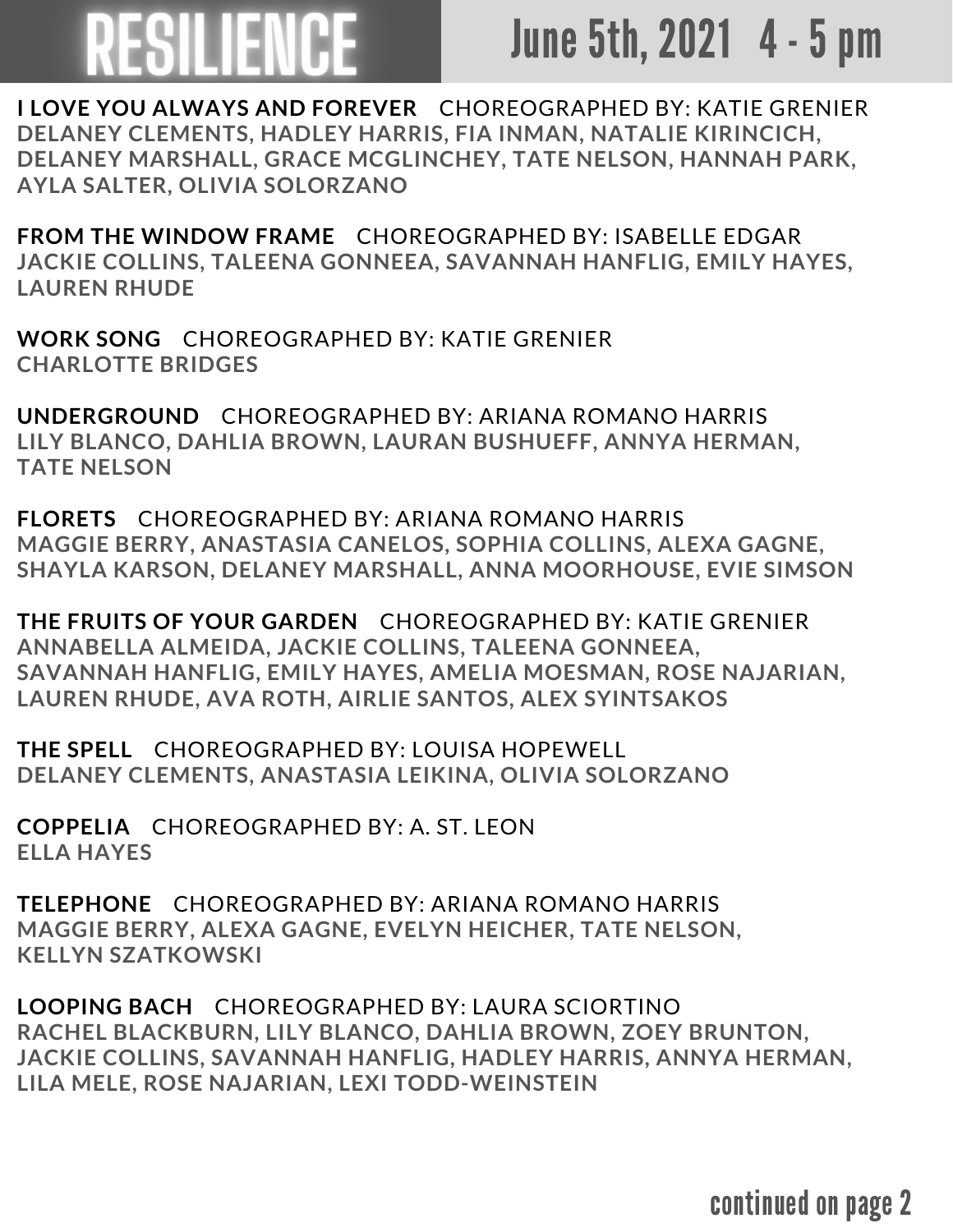# RESILIENCE

## June 5th, 2021 4 - 5 pm

**I LOVE YOU ALWAYS AND FOREVER** CHOREOGRAPHED BY: KATIE GRENIER
DELANEY CLEMENTS, HADLEY HARRIS, FIA INMAN, NATALIE KIRINCICH, DELANEY MARSHALL, GRACE MCGLINCHEY, TATE NELSON, HANNAH PARK, AYLA SALTER, OLIVIA SOLORZANO

**FROM THE WINDOW FRAME** CHOREOGRAPHED BY: ISABELLE EDGAR
JACKIE COLLINS, TALEENA GONNEEA, SAVANNAH HANFLIG, EMILY HAYES, LAUREN RHUDE

**WORK SONG** CHOREOGRAPHED BY: KATIE GRENIER
CHARLOTTE BRIDGES

**UNDERGROUND** CHOREOGRAPHED BY: ARIANA ROMANO HARRIS
LILY BLANCO, DAHLIA BROWN, LAURAN BUSHUEFF, ANNYA HERMAN, TATE NELSON

**FLORETS** CHOREOGRAPHED BY: ARIANA ROMANO HARRIS
MAGGIE BERRY, ANASTASIA CANELOS, SOPHIA COLLINS, ALEXA GAGNE, SHAYLA KARSON, DELANEY MARSHALL, ANNA MOORHOUSE, EVIE SIMSON

**THE FRUITS OF YOUR GARDEN** CHOREOGRAPHED BY: KATIE GRENIER
ANNABELLA ALMEIDA, JACKIE COLLINS, TALEENA GONNEEA, SAVANNAH HANFLIG, EMILY HAYES, AMELIA MOESMAN, ROSE NAJARIAN, LAUREN RHUDE, AVA ROTH, AIRLIE SANTOS, ALEX SYINTSAKOS

**THE SPELL** CHOREOGRAPHED BY: LOUISA HOPEWELL
DELANEY CLEMENTS, ANASTASIA LEIKINA, OLIVIA SOLORZANO

**COPPELIA** CHOREOGRAPHED BY: A. ST. LEON
ELLA HAYES

**TELEPHONE** CHOREOGRAPHED BY: ARIANA ROMANO HARRIS
MAGGIE BERRY, ALEXA GAGNE, EVELYN HEICHER, TATE NELSON, KELLYN SZATKOWSKI

**LOOPING BACH** CHOREOGRAPHED BY: LAURA SCIORTINO
RACHEL BLACKBURN, LILY BLANCO, DAHLIA BROWN, ZOEY BRUNTON, JACKIE COLLINS, SAVANNAH HANFLIG, HADLEY HARRIS, ANNYA HERMAN, LILA MELE, ROSE NAJARIAN, LEXI TODD-WEINSTEIN

continued on page 2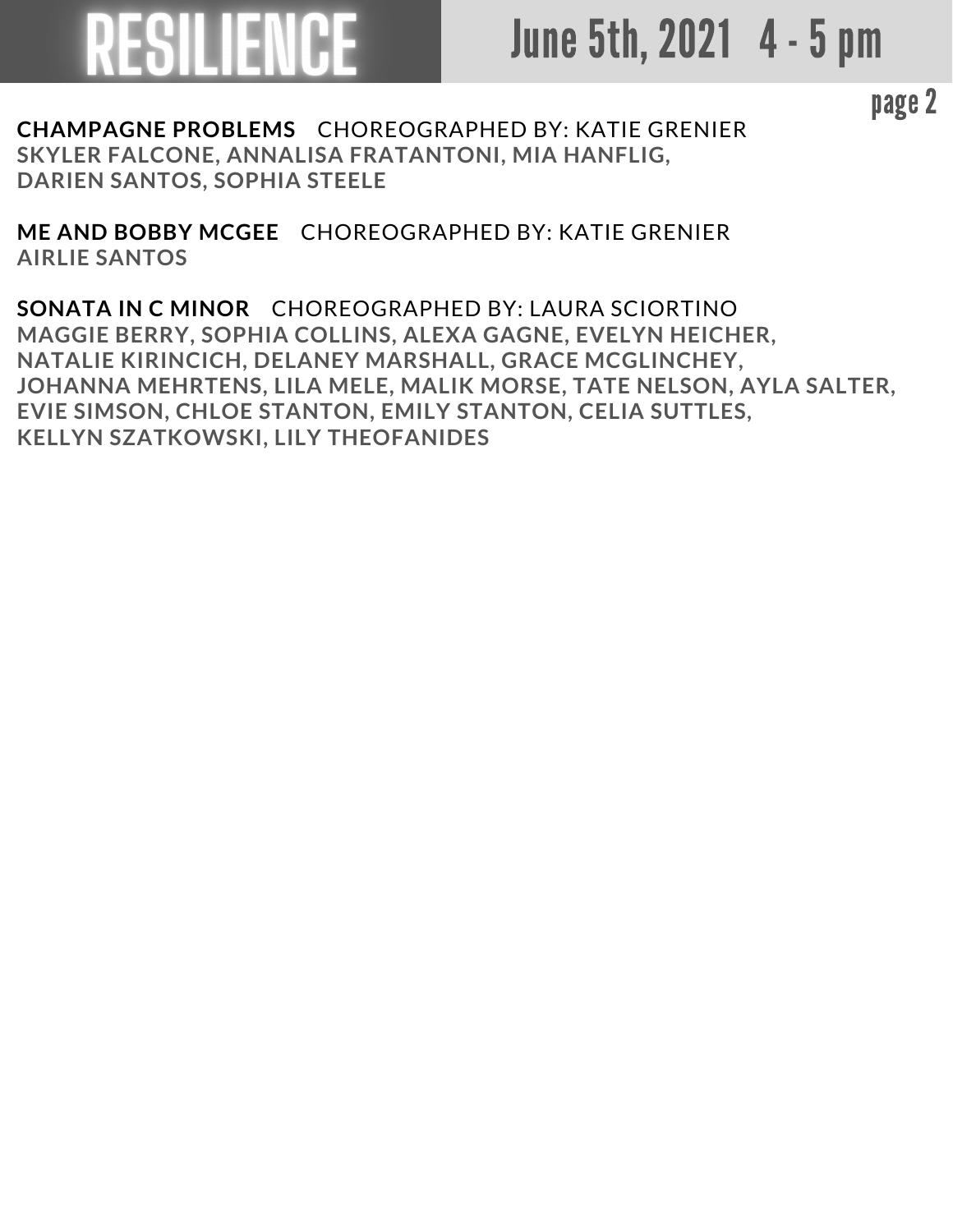# RESILIENCE

## June 5th, 2021 4 - 5 pm

**CHAMPAGNE PROBLEMS** CHOREOGRAPHED BY: KATIE GRENIER
**SKYLER FALCONE, ANNALISA FRATANTONI, MIA HANFLIG, DARIEN SANTOS, SOPHIA STEELE**

**ME AND BOBBY MCGEE** CHOREOGRAPHED BY: KATIE GRENIER
**AIRLIE SANTOS**

**SONATA IN C MINOR** CHOREOGRAPHED BY: LAURA SCIORTINO
**MAGGIE BERRY, SOPHIA COLLINS, ALEXA GAGNE, EVELYN HEICHER, NATALIE KIRINCICH, DELANEY MARSHALL, GRACE MCGLINCHEY, JOHANNA MEHRTENS, LILA MELE, MALIK MORSE, TATE NELSON, AYLA SALTER, EVIE SIMSON, CHLOE STANTON, EMILY STANTON, CELIA SUTTLES, KELLYN SZATKOWSKI, LILY THEOFANIDES**